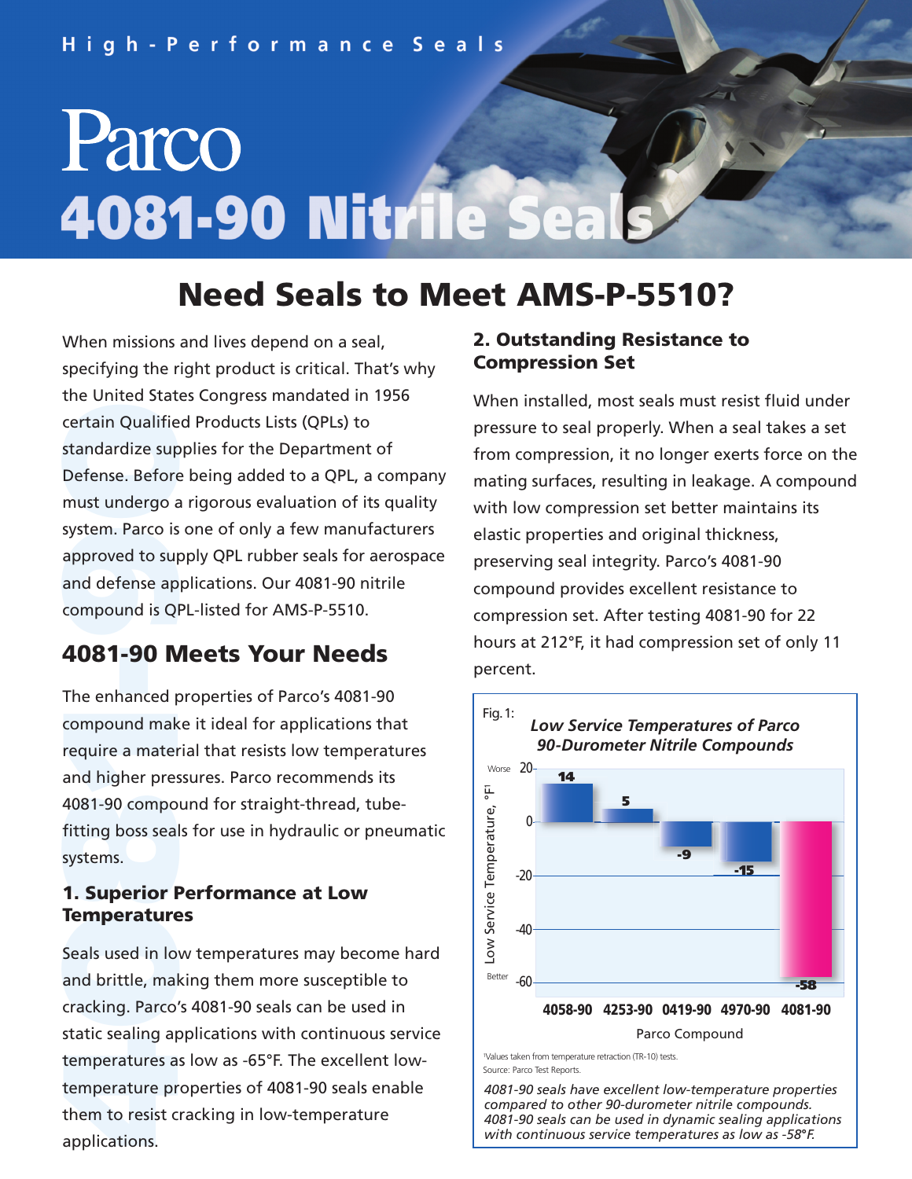High-Performance Seals

# Parco 4081-90 Nitrile Seals

## Need Seals to Meet AMS-P-5510?

When missions and lives depend on a seal, specifying the right product is critical. That's why the United States Congress mandated in 1956 certain Qualified Products Lists (QPLs) to standardize supplies for the Department of Defense. Before being added to a QPL, a company must undergo a rigorous evaluation of its quality system. Parco is one of only a few manufacturers approved to supply QPL rubber seals for aerospace and defense applications. Our 4081-90 nitrile compound is QPL-listed for AMS-P-5510.

## 4081-90 Meets Your Needs

The enhanced properties of Parco's 4081-90 compound make it ideal for applications that require a material that resists low temperatures and higher pressures. Parco recommends its 4081-90 compound for straight-thread, tube-fitting boss seals for use in hydraulic or pneumatic systems.

### 1. Superior Performance at Low Temperatures

Seals used in low temperatures may become hard and brittle, making them more susceptible to cracking. Parco's 4081-90 seals can be used in static sealing applications with continuous service temperatures as low as -65°F. The excellent low-temperature properties of 4081-90 seals enable them to resist cracking in low-temperature applications.

### 2. Outstanding Resistance to Compression Set

When installed, most seals must resist fluid under pressure to seal properly. When a seal takes a set from compression, it no longer exerts force on the mating surfaces, resulting in leakage. A compound with low compression set better maintains its elastic properties and original thickness, preserving seal integrity. Parco's 4081-90 compound provides excellent resistance to compression set. After testing 4081-90 for 22 hours at 212°F, it had compression set of only 11 percent.

Fig. 1: *Low Service Temperatures of Parco 90-Durometer Nitrile Compounds*

| Parco Compound | Low Service Temperature, °F[1] |
|---|---|
| 4058-90 | 14 |
| 4253-90 | 5 |
| 0419-90 | -9 |
| 4970-90 | -15 |
| 4081-90 | -58 |

(Worse = higher; Better = lower)

[1]Values taken from temperature retraction (TR-10) tests.
Source: Parco Test Reports.

*4081-90 seals have excellent low-temperature properties compared to other 90-durometer nitrile compounds. 4081-90 seals can be used in dynamic sealing applications with continuous service temperatures as low as -58°F.*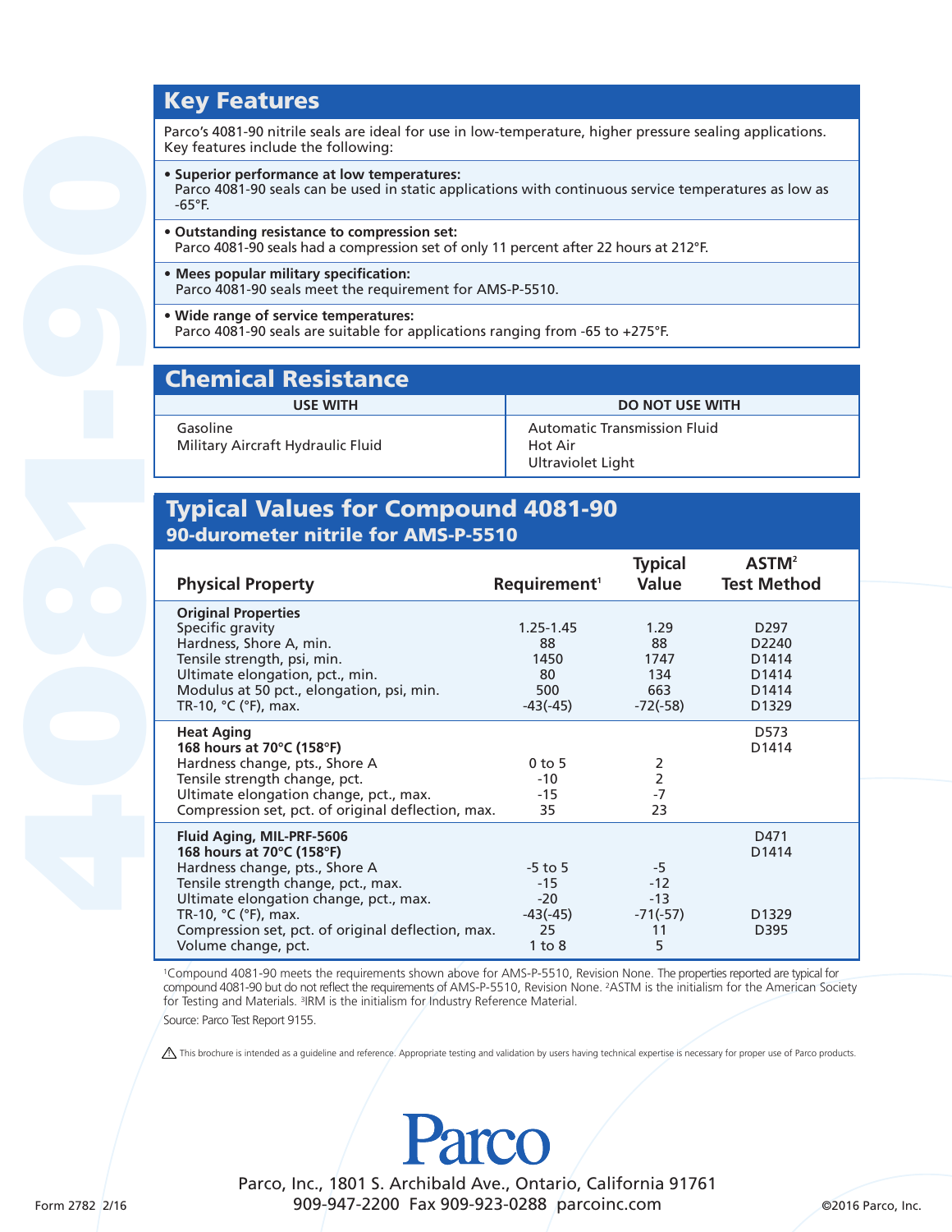## Key Features

Parco's 4081-90 nitrile seals are ideal for use in low-temperature, higher pressure sealing applications. Key features include the following:

- **Superior performance at low temperatures:**
  Parco 4081-90 seals can be used in static applications with continuous service temperatures as low as -65°F.
- **Outstanding resistance to compression set:**
  Parco 4081-90 seals had a compression set of only 11 percent after 22 hours at 212°F.
- **Mees popular military specification:**
  Parco 4081-90 seals meet the requirement for AMS-P-5510.
- **Wide range of service temperatures:**
  Parco 4081-90 seals are suitable for applications ranging from -65 to +275°F.

## Chemical Resistance

| USE WITH | DO NOT USE WITH |
|---|---|
| Gasoline | Automatic Transmission Fluid |
| Military Aircraft Hydraulic Fluid | Hot Air |
| | Ultraviolet Light |

## Typical Values for Compound 4081-90

### 90-durometer nitrile for AMS-P-5510

| Physical Property | Requirement[1] | Typical Value | ASTM[2] Test Method |
|---|---|---|---|
| **Original Properties** | | | |
| Specific gravity | 1.25-1.45 | 1.29 | D297 |
| Hardness, Shore A, min. | 88 | 88 | D2240 |
| Tensile strength, psi, min. | 1450 | 1747 | D1414 |
| Ultimate elongation, pct., min. | 80 | 134 | D1414 |
| Modulus at 50 pct., elongation, psi, min. | 500 | 663 | D1414 |
| TR-10, °C (°F), max. | -43(-45) | -72(-58) | D1329 |
| **Heat Aging** | | | D573 |
| **168 hours at 70°C (158°F)** | | | D1414 |
| Hardness change, pts., Shore A | 0 to 5 | 2 | |
| Tensile strength change, pct. | -10 | 2 | |
| Ultimate elongation change, pct., max. | -15 | -7 | |
| Compression set, pct. of original deflection, max. | 35 | 23 | |
| **Fluid Aging, MIL-PRF-5606** | | | D471 |
| **168 hours at 70°C (158°F)** | | | D1414 |
| Hardness change, pts., Shore A | -5 to 5 | -5 | |
| Tensile strength change, pct., max. | -15 | -12 | |
| Ultimate elongation change, pct., max. | -20 | -13 | |
| TR-10, °C (°F), max. | -43(-45) | -71(-57) | D1329 |
| Compression set, pct. of original deflection, max. | 25 | 11 | D395 |
| Volume change, pct. | 1 to 8 | 5 | |

[1]Compound 4081-90 meets the requirements shown above for AMS-P-5510, Revision None. The properties reported are typical for compound 4081-90 but do not reflect the requirements of AMS-P-5510, Revision None. [2]ASTM is the initialism for the American Society for Testing and Materials. [3]IRM is the initialism for Industry Reference Material.

Source: Parco Test Report 9155.

⚠ This brochure is intended as a guideline and reference. Appropriate testing and validation by users having technical expertise is necessary for proper use of Parco products.

Parco

Parco, Inc., 1801 S. Archibald Ave., Ontario, California 91761
909-947-2200 Fax 909-923-0288 parcoinc.com

Form 2782 2/16

©2016 Parco, Inc.